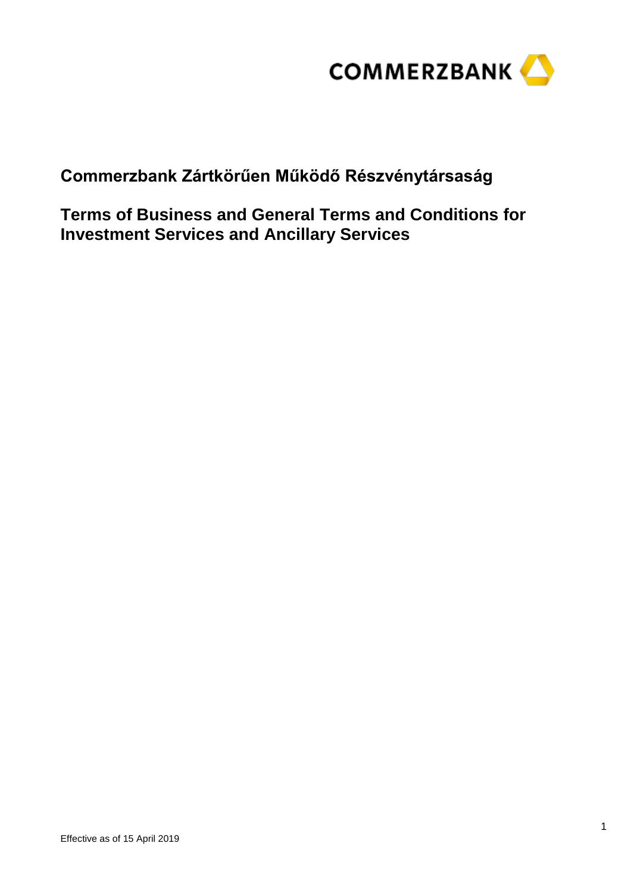COMMERZBANK

# Commerzbank Zártkörűen Működő Részvénytársaság

# Terms of Business and General Terms and Conditions for Investment Services and Ancillary Services

Effective as of 15 April 2019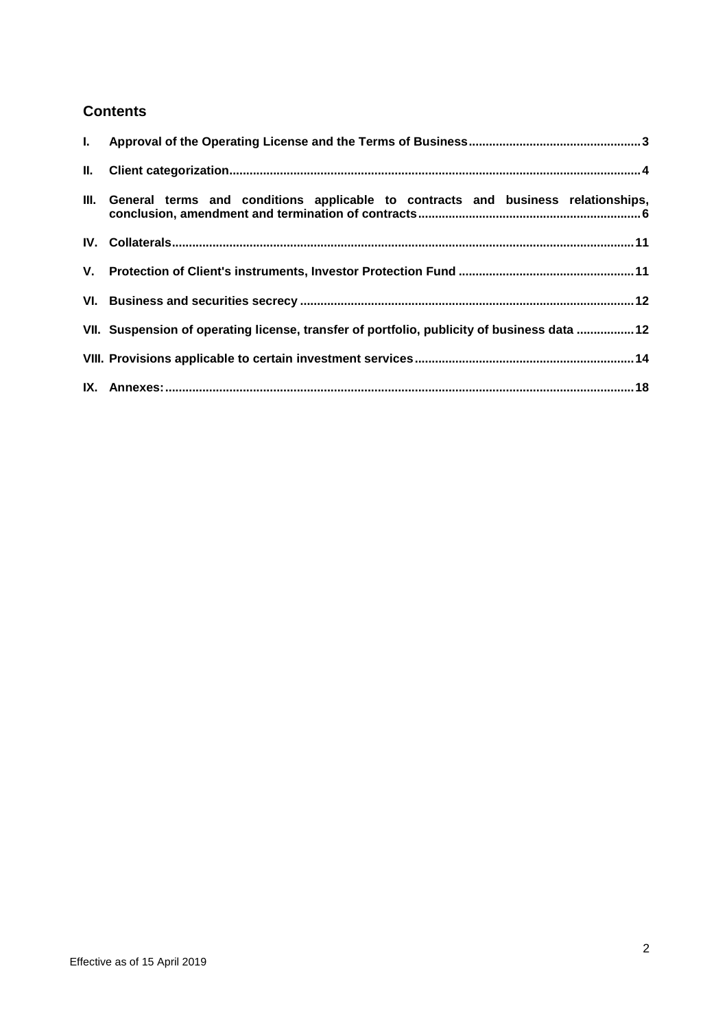## Contents

I. Approval of the Operating License and the Terms of Business .......... 3

II. Client categorization .......... 4

III. General terms and conditions applicable to contracts and business relationships, conclusion, amendment and termination of contracts .......... 6

IV. Collaterals .......... 11

V. Protection of Client's instruments, Investor Protection Fund .......... 11

VI. Business and securities secrecy .......... 12

VII. Suspension of operating license, transfer of portfolio, publicity of business data .......... 12

VIII. Provisions applicable to certain investment services .......... 14

IX. Annexes: .......... 18

Effective as of 15 April 2019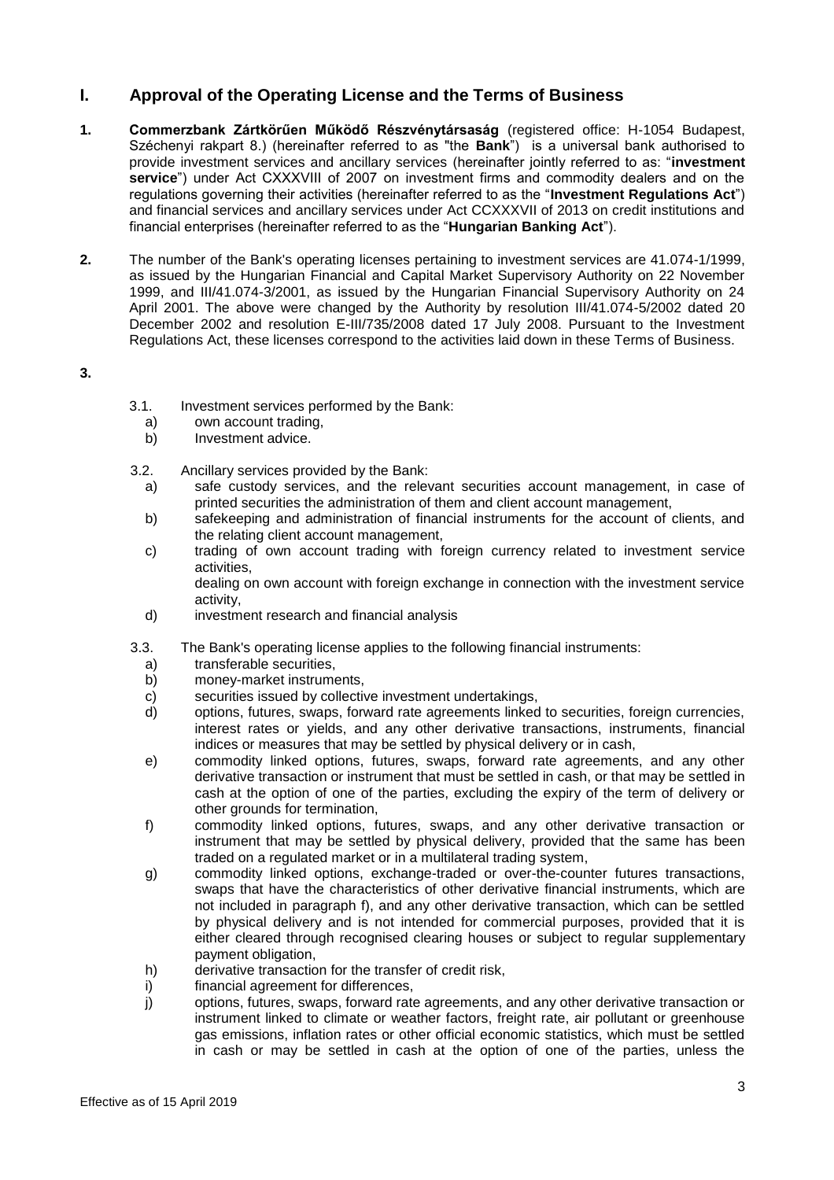## I. Approval of the Operating License and the Terms of Business

**1.** **Commerzbank Zártkörűen Működő Részvénytársaság** (registered office: H-1054 Budapest, Széchenyi rakpart 8.) (hereinafter referred to as "the **Bank**") is a universal bank authorised to provide investment services and ancillary services (hereinafter jointly referred to as: "**investment service**") under Act CXXXVIII of 2007 on investment firms and commodity dealers and on the regulations governing their activities (hereinafter referred to as the "**Investment Regulations Act**") and financial services and ancillary services under Act CCXXXVII of 2013 on credit institutions and financial enterprises (hereinafter referred to as the "**Hungarian Banking Act**").

**2.** The number of the Bank's operating licenses pertaining to investment services are 41.074-1/1999, as issued by the Hungarian Financial and Capital Market Supervisory Authority on 22 November 1999, and III/41.074-3/2001, as issued by the Hungarian Financial Supervisory Authority on 24 April 2001. The above were changed by the Authority by resolution III/41.074-5/2002 dated 20 December 2002 and resolution E-III/735/2008 dated 17 July 2008. Pursuant to the Investment Regulations Act, these licenses correspond to the activities laid down in these Terms of Business.

**3.**

3.1. Investment services performed by the Bank:

a) own account trading,

b) Investment advice.

3.2. Ancillary services provided by the Bank:

a) safe custody services, and the relevant securities account management, in case of printed securities the administration of them and client account management,

b) safekeeping and administration of financial instruments for the account of clients, and the relating client account management,

c) trading of own account trading with foreign currency related to investment service activities,
dealing on own account with foreign exchange in connection with the investment service activity,

d) investment research and financial analysis

3.3. The Bank's operating license applies to the following financial instruments:

a) transferable securities,

b) money-market instruments,

c) securities issued by collective investment undertakings,

d) options, futures, swaps, forward rate agreements linked to securities, foreign currencies, interest rates or yields, and any other derivative transactions, instruments, financial indices or measures that may be settled by physical delivery or in cash,

e) commodity linked options, futures, swaps, forward rate agreements, and any other derivative transaction or instrument that must be settled in cash, or that may be settled in cash at the option of one of the parties, excluding the expiry of the term of delivery or other grounds for termination,

f) commodity linked options, futures, swaps, and any other derivative transaction or instrument that may be settled by physical delivery, provided that the same has been traded on a regulated market or in a multilateral trading system,

g) commodity linked options, exchange-traded or over-the-counter futures transactions, swaps that have the characteristics of other derivative financial instruments, which are not included in paragraph f), and any other derivative transaction, which can be settled by physical delivery and is not intended for commercial purposes, provided that it is either cleared through recognised clearing houses or subject to regular supplementary payment obligation,

h) derivative transaction for the transfer of credit risk,

i) financial agreement for differences,

j) options, futures, swaps, forward rate agreements, and any other derivative transaction or instrument linked to climate or weather factors, freight rate, air pollutant or greenhouse gas emissions, inflation rates or other official economic statistics, which must be settled in cash or may be settled in cash at the option of one of the parties, unless the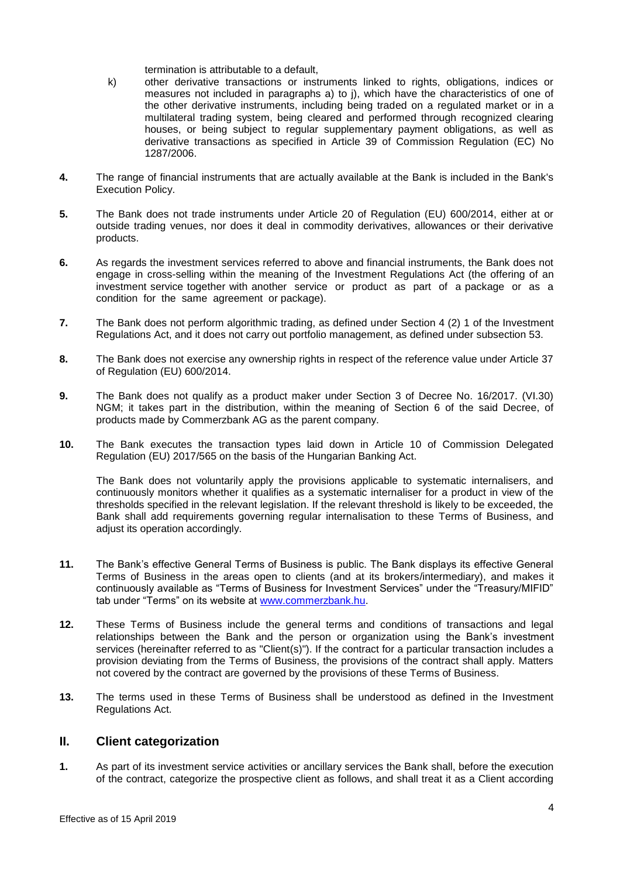termination is attributable to a default,

k) other derivative transactions or instruments linked to rights, obligations, indices or measures not included in paragraphs a) to j), which have the characteristics of one of the other derivative instruments, including being traded on a regulated market or in a multilateral trading system, being cleared and performed through recognized clearing houses, or being subject to regular supplementary payment obligations, as well as derivative transactions as specified in Article 39 of Commission Regulation (EC) No 1287/2006.

**4.** The range of financial instruments that are actually available at the Bank is included in the Bank's Execution Policy.

**5.** The Bank does not trade instruments under Article 20 of Regulation (EU) 600/2014, either at or outside trading venues, nor does it deal in commodity derivatives, allowances or their derivative products.

**6.** As regards the investment services referred to above and financial instruments, the Bank does not engage in cross-selling within the meaning of the Investment Regulations Act (the offering of an investment service together with another service or product as part of a package or as a condition for the same agreement or package).

**7.** The Bank does not perform algorithmic trading, as defined under Section 4 (2) 1 of the Investment Regulations Act, and it does not carry out portfolio management, as defined under subsection 53.

**8.** The Bank does not exercise any ownership rights in respect of the reference value under Article 37 of Regulation (EU) 600/2014.

**9.** The Bank does not qualify as a product maker under Section 3 of Decree No. 16/2017. (VI.30) NGM; it takes part in the distribution, within the meaning of Section 6 of the said Decree, of products made by Commerzbank AG as the parent company.

**10.** The Bank executes the transaction types laid down in Article 10 of Commission Delegated Regulation (EU) 2017/565 on the basis of the Hungarian Banking Act.

The Bank does not voluntarily apply the provisions applicable to systematic internalisers, and continuously monitors whether it qualifies as a systematic internaliser for a product in view of the thresholds specified in the relevant legislation. If the relevant threshold is likely to be exceeded, the Bank shall add requirements governing regular internalisation to these Terms of Business, and adjust its operation accordingly.

**11.** The Bank's effective General Terms of Business is public. The Bank displays its effective General Terms of Business in the areas open to clients (and at its brokers/intermediary), and makes it continuously available as "Terms of Business for Investment Services" under the "Treasury/MIFID" tab under "Terms" on its website at www.commerzbank.hu.

**12.** These Terms of Business include the general terms and conditions of transactions and legal relationships between the Bank and the person or organization using the Bank's investment services (hereinafter referred to as "Client(s)"). If the contract for a particular transaction includes a provision deviating from the Terms of Business, the provisions of the contract shall apply. Matters not covered by the contract are governed by the provisions of these Terms of Business.

**13.** The terms used in these Terms of Business shall be understood as defined in the Investment Regulations Act.

## II. Client categorization

**1.** As part of its investment service activities or ancillary services the Bank shall, before the execution of the contract, categorize the prospective client as follows, and shall treat it as a Client according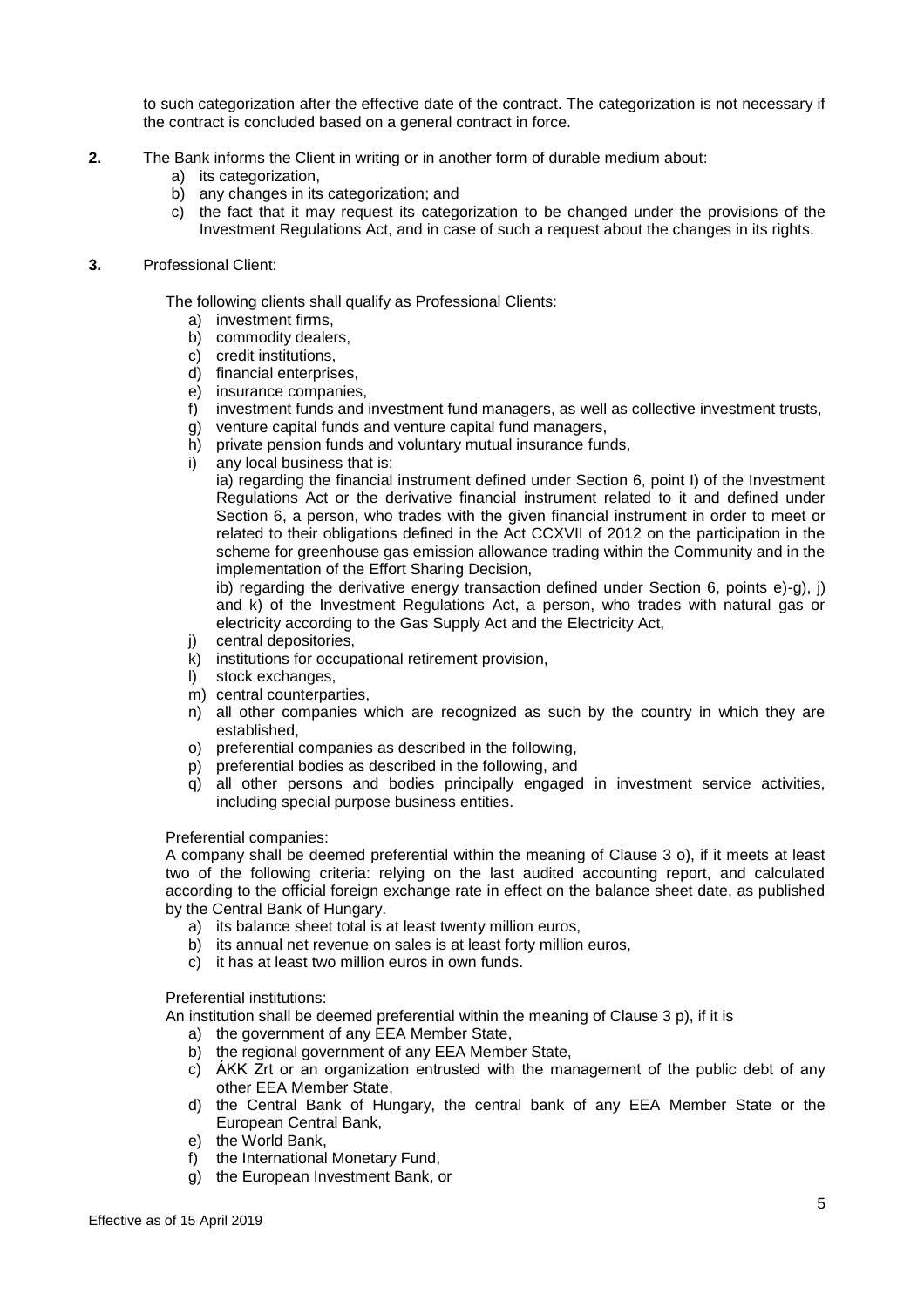to such categorization after the effective date of the contract. The categorization is not necessary if the contract is concluded based on a general contract in force.

**2.** The Bank informs the Client in writing or in another form of durable medium about:

a) its categorization,
b) any changes in its categorization; and
c) the fact that it may request its categorization to be changed under the provisions of the Investment Regulations Act, and in case of such a request about the changes in its rights.

**3.** Professional Client:

The following clients shall qualify as Professional Clients:

a) investment firms,
b) commodity dealers,
c) credit institutions,
d) financial enterprises,
e) insurance companies,
f) investment funds and investment fund managers, as well as collective investment trusts,
g) venture capital funds and venture capital fund managers,
h) private pension funds and voluntary mutual insurance funds,
i) any local business that is:

ia) regarding the financial instrument defined under Section 6, point I) of the Investment Regulations Act or the derivative financial instrument related to it and defined under Section 6, a person, who trades with the given financial instrument in order to meet or related to their obligations defined in the Act CCXVII of 2012 on the participation in the scheme for greenhouse gas emission allowance trading within the Community and in the implementation of the Effort Sharing Decision,

ib) regarding the derivative energy transaction defined under Section 6, points e)-g), j) and k) of the Investment Regulations Act, a person, who trades with natural gas or electricity according to the Gas Supply Act and the Electricity Act,

j) central depositories,
k) institutions for occupational retirement provision,
l) stock exchanges,
m) central counterparties,
n) all other companies which are recognized as such by the country in which they are established,
o) preferential companies as described in the following,
p) preferential bodies as described in the following, and
q) all other persons and bodies principally engaged in investment service activities, including special purpose business entities.

Preferential companies:

A company shall be deemed preferential within the meaning of Clause 3 o), if it meets at least two of the following criteria: relying on the last audited accounting report, and calculated according to the official foreign exchange rate in effect on the balance sheet date, as published by the Central Bank of Hungary.

a) its balance sheet total is at least twenty million euros,
b) its annual net revenue on sales is at least forty million euros,
c) it has at least two million euros in own funds.

Preferential institutions:

An institution shall be deemed preferential within the meaning of Clause 3 p), if it is

a) the government of any EEA Member State,
b) the regional government of any EEA Member State,
c) ÁKK Zrt or an organization entrusted with the management of the public debt of any other EEA Member State,
d) the Central Bank of Hungary, the central bank of any EEA Member State or the European Central Bank,
e) the World Bank,
f) the International Monetary Fund,
g) the European Investment Bank, or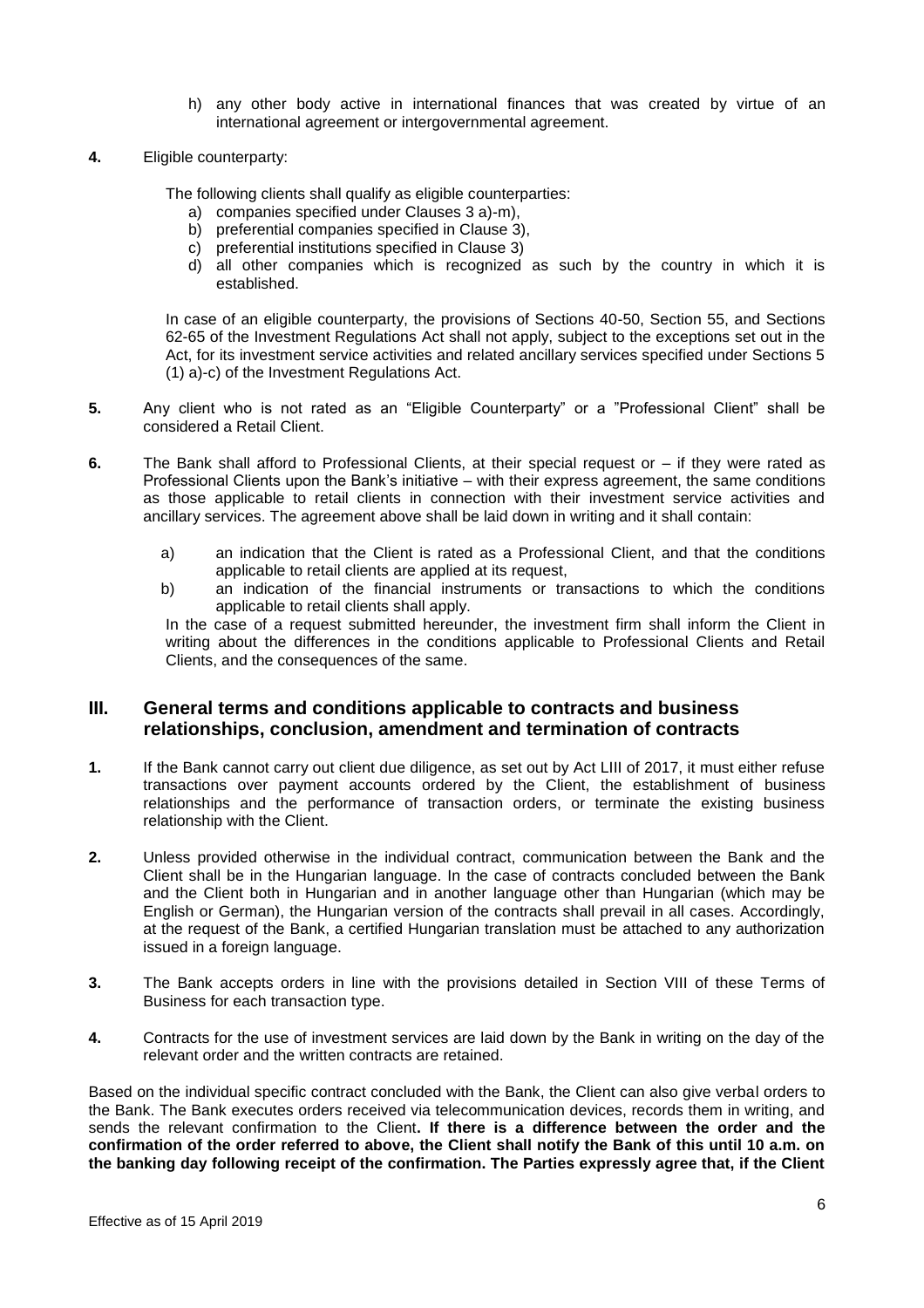h) any other body active in international finances that was created by virtue of an international agreement or intergovernmental agreement.

**4.** Eligible counterparty:

The following clients shall qualify as eligible counterparties:

a) companies specified under Clauses 3 a)-m),
b) preferential companies specified in Clause 3),
c) preferential institutions specified in Clause 3)
d) all other companies which is recognized as such by the country in which it is established.

In case of an eligible counterparty, the provisions of Sections 40-50, Section 55, and Sections 62-65 of the Investment Regulations Act shall not apply, subject to the exceptions set out in the Act, for its investment service activities and related ancillary services specified under Sections 5 (1) a)-c) of the Investment Regulations Act.

**5.** Any client who is not rated as an "Eligible Counterparty" or a "Professional Client" shall be considered a Retail Client.

**6.** The Bank shall afford to Professional Clients, at their special request or – if they were rated as Professional Clients upon the Bank's initiative – with their express agreement, the same conditions as those applicable to retail clients in connection with their investment service activities and ancillary services. The agreement above shall be laid down in writing and it shall contain:

a) an indication that the Client is rated as a Professional Client, and that the conditions applicable to retail clients are applied at its request,
b) an indication of the financial instruments or transactions to which the conditions applicable to retail clients shall apply.

In the case of a request submitted hereunder, the investment firm shall inform the Client in writing about the differences in the conditions applicable to Professional Clients and Retail Clients, and the consequences of the same.

## III. General terms and conditions applicable to contracts and business relationships, conclusion, amendment and termination of contracts

**1.** If the Bank cannot carry out client due diligence, as set out by Act LIII of 2017, it must either refuse transactions over payment accounts ordered by the Client, the establishment of business relationships and the performance of transaction orders, or terminate the existing business relationship with the Client.

**2.** Unless provided otherwise in the individual contract, communication between the Bank and the Client shall be in the Hungarian language. In the case of contracts concluded between the Bank and the Client both in Hungarian and in another language other than Hungarian (which may be English or German), the Hungarian version of the contracts shall prevail in all cases. Accordingly, at the request of the Bank, a certified Hungarian translation must be attached to any authorization issued in a foreign language.

**3.** The Bank accepts orders in line with the provisions detailed in Section VIII of these Terms of Business for each transaction type.

**4.** Contracts for the use of investment services are laid down by the Bank in writing on the day of the relevant order and the written contracts are retained.

Based on the individual specific contract concluded with the Bank, the Client can also give verbal orders to the Bank. The Bank executes orders received via telecommunication devices, records them in writing, and sends the relevant confirmation to the Client**. If there is a difference between the order and the confirmation of the order referred to above, the Client shall notify the Bank of this until 10 a.m. on the banking day following receipt of the confirmation. The Parties expressly agree that, if the Client**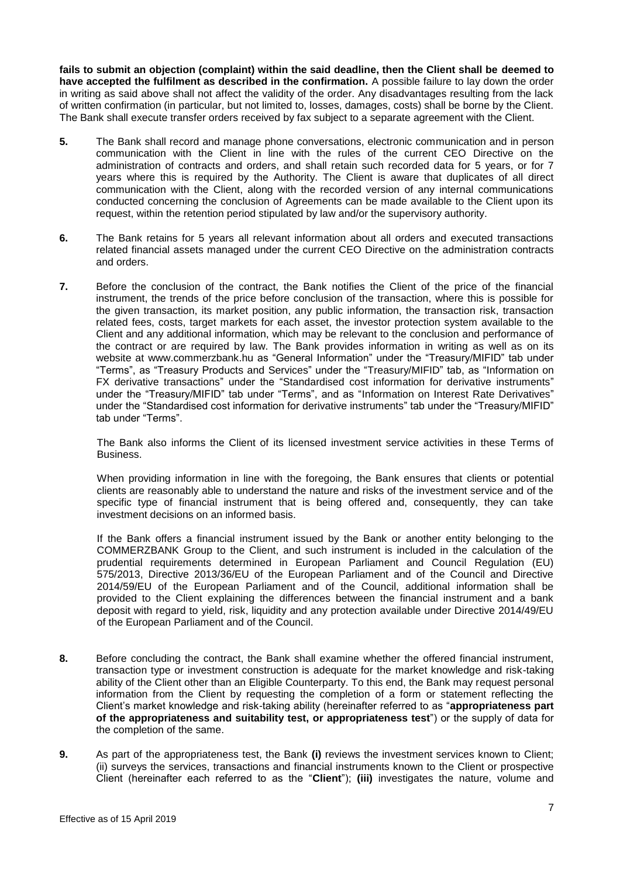**fails to submit an objection (complaint) within the said deadline, then the Client shall be deemed to have accepted the fulfilment as described in the confirmation.** A possible failure to lay down the order in writing as said above shall not affect the validity of the order. Any disadvantages resulting from the lack of written confirmation (in particular, but not limited to, losses, damages, costs) shall be borne by the Client. The Bank shall execute transfer orders received by fax subject to a separate agreement with the Client.

**5.** The Bank shall record and manage phone conversations, electronic communication and in person communication with the Client in line with the rules of the current CEO Directive on the administration of contracts and orders, and shall retain such recorded data for 5 years, or for 7 years where this is required by the Authority. The Client is aware that duplicates of all direct communication with the Client, along with the recorded version of any internal communications conducted concerning the conclusion of Agreements can be made available to the Client upon its request, within the retention period stipulated by law and/or the supervisory authority.

**6.** The Bank retains for 5 years all relevant information about all orders and executed transactions related financial assets managed under the current CEO Directive on the administration contracts and orders.

**7.** Before the conclusion of the contract, the Bank notifies the Client of the price of the financial instrument, the trends of the price before conclusion of the transaction, where this is possible for the given transaction, its market position, any public information, the transaction risk, transaction related fees, costs, target markets for each asset, the investor protection system available to the Client and any additional information, which may be relevant to the conclusion and performance of the contract or are required by law. The Bank provides information in writing as well as on its website at www.commerzbank.hu as "General Information" under the "Treasury/MIFID" tab under "Terms", as "Treasury Products and Services" under the "Treasury/MIFID" tab, as "Information on FX derivative transactions" under the "Standardised cost information for derivative instruments" under the "Treasury/MIFID" tab under "Terms", and as "Information on Interest Rate Derivatives" under the "Standardised cost information for derivative instruments" tab under the "Treasury/MIFID" tab under "Terms".

The Bank also informs the Client of its licensed investment service activities in these Terms of Business.

When providing information in line with the foregoing, the Bank ensures that clients or potential clients are reasonably able to understand the nature and risks of the investment service and of the specific type of financial instrument that is being offered and, consequently, they can take investment decisions on an informed basis.

If the Bank offers a financial instrument issued by the Bank or another entity belonging to the COMMERZBANK Group to the Client, and such instrument is included in the calculation of the prudential requirements determined in European Parliament and Council Regulation (EU) 575/2013, Directive 2013/36/EU of the European Parliament and of the Council and Directive 2014/59/EU of the European Parliament and of the Council, additional information shall be provided to the Client explaining the differences between the financial instrument and a bank deposit with regard to yield, risk, liquidity and any protection available under Directive 2014/49/EU of the European Parliament and of the Council.

**8.** Before concluding the contract, the Bank shall examine whether the offered financial instrument, transaction type or investment construction is adequate for the market knowledge and risk-taking ability of the Client other than an Eligible Counterparty. To this end, the Bank may request personal information from the Client by requesting the completion of a form or statement reflecting the Client's market knowledge and risk-taking ability (hereinafter referred to as "**appropriateness part of the appropriateness and suitability test, or appropriateness test**") or the supply of data for the completion of the same.

**9.** As part of the appropriateness test, the Bank **(i)** reviews the investment services known to Client; (ii) surveys the services, transactions and financial instruments known to the Client or prospective Client (hereinafter each referred to as the "**Client**"); **(iii)** investigates the nature, volume and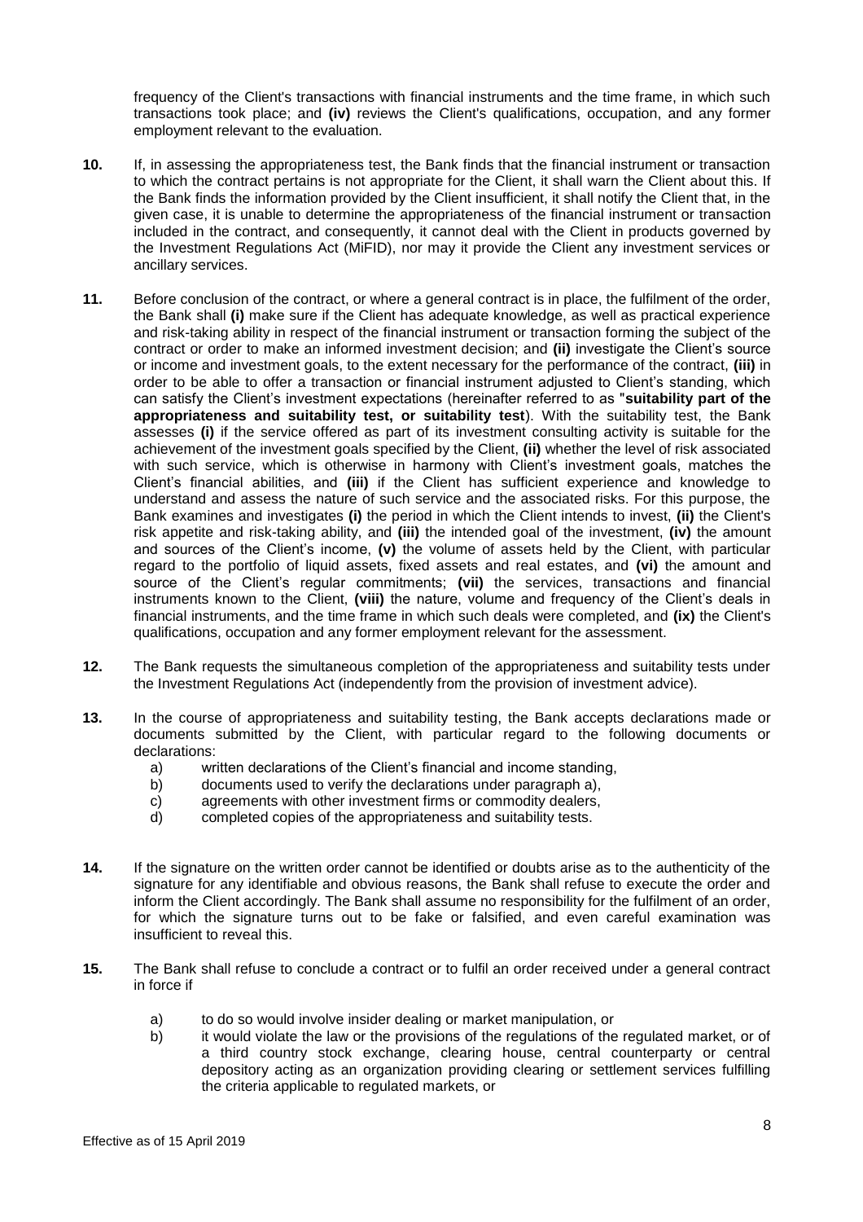frequency of the Client's transactions with financial instruments and the time frame, in which such transactions took place; and **(iv)** reviews the Client's qualifications, occupation, and any former employment relevant to the evaluation.

**10.** If, in assessing the appropriateness test, the Bank finds that the financial instrument or transaction to which the contract pertains is not appropriate for the Client, it shall warn the Client about this. If the Bank finds the information provided by the Client insufficient, it shall notify the Client that, in the given case, it is unable to determine the appropriateness of the financial instrument or transaction included in the contract, and consequently, it cannot deal with the Client in products governed by the Investment Regulations Act (MiFID), nor may it provide the Client any investment services or ancillary services.

**11.** Before conclusion of the contract, or where a general contract is in place, the fulfilment of the order, the Bank shall **(i)** make sure if the Client has adequate knowledge, as well as practical experience and risk-taking ability in respect of the financial instrument or transaction forming the subject of the contract or order to make an informed investment decision; and **(ii)** investigate the Client's source or income and investment goals, to the extent necessary for the performance of the contract, **(iii)** in order to be able to offer a transaction or financial instrument adjusted to Client's standing, which can satisfy the Client's investment expectations (hereinafter referred to as "**suitability part of the appropriateness and suitability test, or suitability test**). With the suitability test, the Bank assesses **(i)** if the service offered as part of its investment consulting activity is suitable for the achievement of the investment goals specified by the Client, **(ii)** whether the level of risk associated with such service, which is otherwise in harmony with Client's investment goals, matches the Client's financial abilities, and **(iii)** if the Client has sufficient experience and knowledge to understand and assess the nature of such service and the associated risks. For this purpose, the Bank examines and investigates **(i)** the period in which the Client intends to invest, **(ii)** the Client's risk appetite and risk-taking ability, and **(iii)** the intended goal of the investment, **(iv)** the amount and sources of the Client's income, **(v)** the volume of assets held by the Client, with particular regard to the portfolio of liquid assets, fixed assets and real estates, and **(vi)** the amount and source of the Client's regular commitments; **(vii)** the services, transactions and financial instruments known to the Client, **(viii)** the nature, volume and frequency of the Client's deals in financial instruments, and the time frame in which such deals were completed, and **(ix)** the Client's qualifications, occupation and any former employment relevant for the assessment.

**12.** The Bank requests the simultaneous completion of the appropriateness and suitability tests under the Investment Regulations Act (independently from the provision of investment advice).

**13.** In the course of appropriateness and suitability testing, the Bank accepts declarations made or documents submitted by the Client, with particular regard to the following documents or declarations:

a) written declarations of the Client's financial and income standing,
b) documents used to verify the declarations under paragraph a),
c) agreements with other investment firms or commodity dealers,
d) completed copies of the appropriateness and suitability tests.

**14.** If the signature on the written order cannot be identified or doubts arise as to the authenticity of the signature for any identifiable and obvious reasons, the Bank shall refuse to execute the order and inform the Client accordingly. The Bank shall assume no responsibility for the fulfilment of an order, for which the signature turns out to be fake or falsified, and even careful examination was insufficient to reveal this.

**15.** The Bank shall refuse to conclude a contract or to fulfil an order received under a general contract in force if

a) to do so would involve insider dealing or market manipulation, or
b) it would violate the law or the provisions of the regulations of the regulated market, or of a third country stock exchange, clearing house, central counterparty or central depository acting as an organization providing clearing or settlement services fulfilling the criteria applicable to regulated markets, or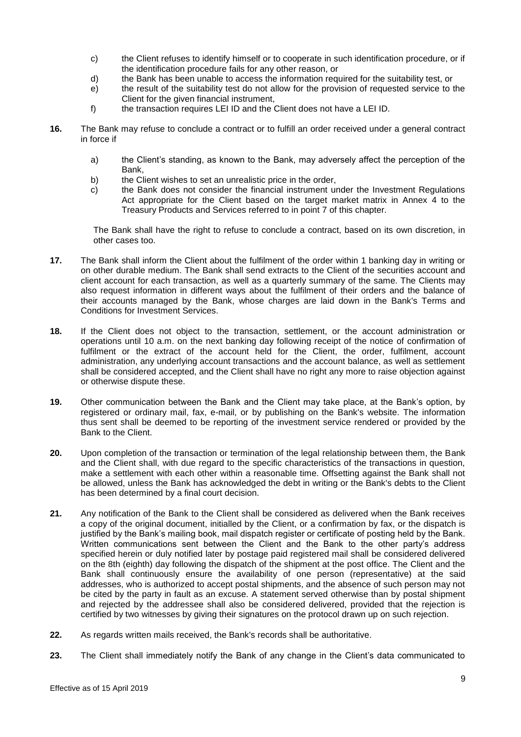c) the Client refuses to identify himself or to cooperate in such identification procedure, or if the identification procedure fails for any other reason, or
d) the Bank has been unable to access the information required for the suitability test, or
e) the result of the suitability test do not allow for the provision of requested service to the Client for the given financial instrument,
f) the transaction requires LEI ID and the Client does not have a LEI ID.

**16.** The Bank may refuse to conclude a contract or to fulfill an order received under a general contract in force if

a) the Client's standing, as known to the Bank, may adversely affect the perception of the Bank,
b) the Client wishes to set an unrealistic price in the order,
c) the Bank does not consider the financial instrument under the Investment Regulations Act appropriate for the Client based on the target market matrix in Annex 4 to the Treasury Products and Services referred to in point 7 of this chapter.

The Bank shall have the right to refuse to conclude a contract, based on its own discretion, in other cases too.

**17.** The Bank shall inform the Client about the fulfilment of the order within 1 banking day in writing or on other durable medium. The Bank shall send extracts to the Client of the securities account and client account for each transaction, as well as a quarterly summary of the same. The Clients may also request information in different ways about the fulfilment of their orders and the balance of their accounts managed by the Bank, whose charges are laid down in the Bank's Terms and Conditions for Investment Services.

**18.** If the Client does not object to the transaction, settlement, or the account administration or operations until 10 a.m. on the next banking day following receipt of the notice of confirmation of fulfilment or the extract of the account held for the Client, the order, fulfilment, account administration, any underlying account transactions and the account balance, as well as settlement shall be considered accepted, and the Client shall have no right any more to raise objection against or otherwise dispute these.

**19.** Other communication between the Bank and the Client may take place, at the Bank's option, by registered or ordinary mail, fax, e-mail, or by publishing on the Bank's website. The information thus sent shall be deemed to be reporting of the investment service rendered or provided by the Bank to the Client.

**20.** Upon completion of the transaction or termination of the legal relationship between them, the Bank and the Client shall, with due regard to the specific characteristics of the transactions in question, make a settlement with each other within a reasonable time. Offsetting against the Bank shall not be allowed, unless the Bank has acknowledged the debt in writing or the Bank's debts to the Client has been determined by a final court decision.

**21.** Any notification of the Bank to the Client shall be considered as delivered when the Bank receives a copy of the original document, initialled by the Client, or a confirmation by fax, or the dispatch is justified by the Bank's mailing book, mail dispatch register or certificate of posting held by the Bank. Written communications sent between the Client and the Bank to the other party's address specified herein or duly notified later by postage paid registered mail shall be considered delivered on the 8th (eighth) day following the dispatch of the shipment at the post office. The Client and the Bank shall continuously ensure the availability of one person (representative) at the said addresses, who is authorized to accept postal shipments, and the absence of such person may not be cited by the party in fault as an excuse. A statement served otherwise than by postal shipment and rejected by the addressee shall also be considered delivered, provided that the rejection is certified by two witnesses by giving their signatures on the protocol drawn up on such rejection.

**22.** As regards written mails received, the Bank's records shall be authoritative.

**23.** The Client shall immediately notify the Bank of any change in the Client's data communicated to

Effective as of 15 April 2019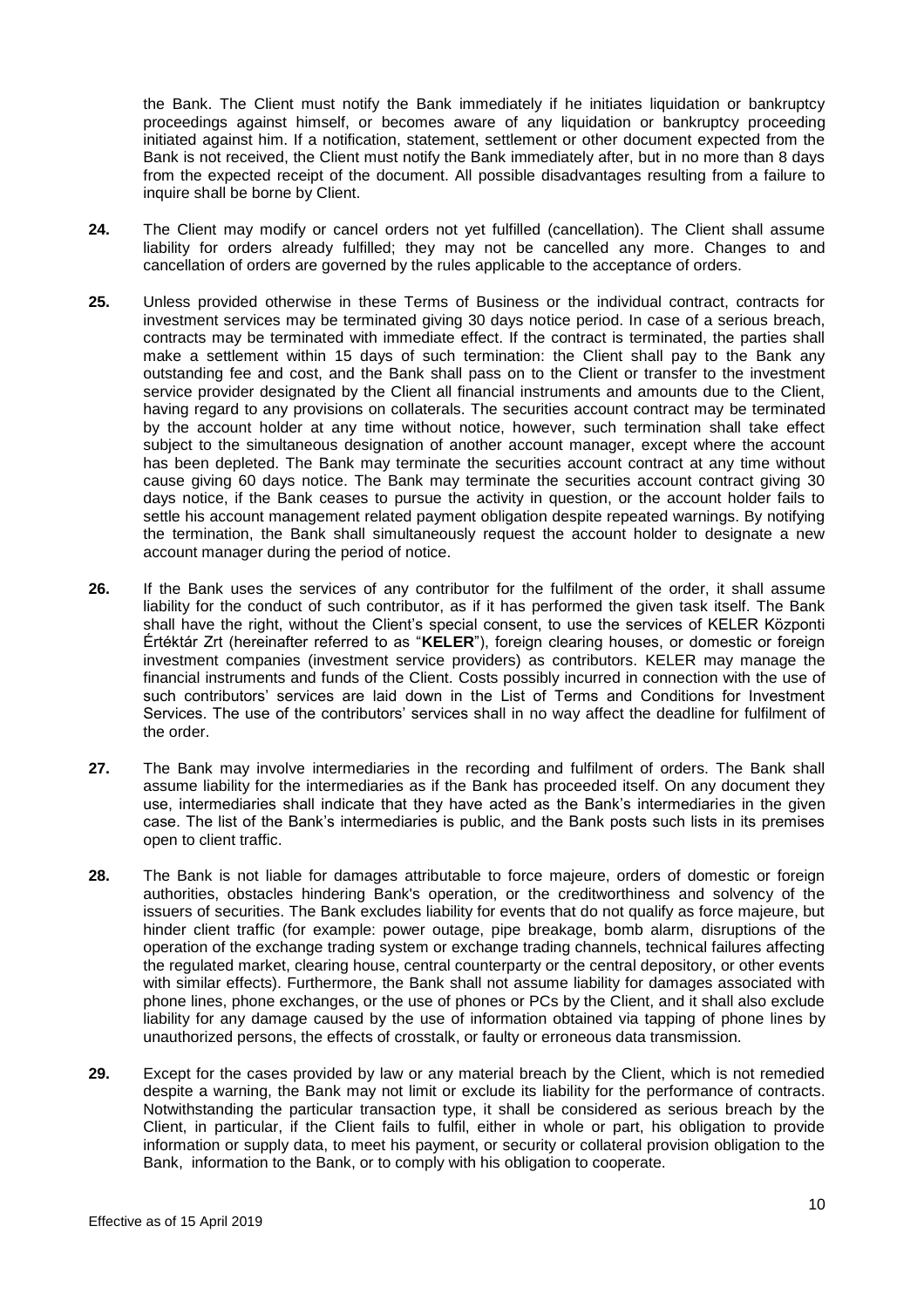the Bank. The Client must notify the Bank immediately if he initiates liquidation or bankruptcy proceedings against himself, or becomes aware of any liquidation or bankruptcy proceeding initiated against him. If a notification, statement, settlement or other document expected from the Bank is not received, the Client must notify the Bank immediately after, but in no more than 8 days from the expected receipt of the document. All possible disadvantages resulting from a failure to inquire shall be borne by Client.

**24.** The Client may modify or cancel orders not yet fulfilled (cancellation). The Client shall assume liability for orders already fulfilled; they may not be cancelled any more. Changes to and cancellation of orders are governed by the rules applicable to the acceptance of orders.

**25.** Unless provided otherwise in these Terms of Business or the individual contract, contracts for investment services may be terminated giving 30 days notice period. In case of a serious breach, contracts may be terminated with immediate effect. If the contract is terminated, the parties shall make a settlement within 15 days of such termination: the Client shall pay to the Bank any outstanding fee and cost, and the Bank shall pass on to the Client or transfer to the investment service provider designated by the Client all financial instruments and amounts due to the Client, having regard to any provisions on collaterals. The securities account contract may be terminated by the account holder at any time without notice, however, such termination shall take effect subject to the simultaneous designation of another account manager, except where the account has been depleted. The Bank may terminate the securities account contract at any time without cause giving 60 days notice. The Bank may terminate the securities account contract giving 30 days notice, if the Bank ceases to pursue the activity in question, or the account holder fails to settle his account management related payment obligation despite repeated warnings. By notifying the termination, the Bank shall simultaneously request the account holder to designate a new account manager during the period of notice.

**26.** If the Bank uses the services of any contributor for the fulfilment of the order, it shall assume liability for the conduct of such contributor, as if it has performed the given task itself. The Bank shall have the right, without the Client's special consent, to use the services of KELER Központi Értéktár Zrt (hereinafter referred to as "**KELER**"), foreign clearing houses, or domestic or foreign investment companies (investment service providers) as contributors. KELER may manage the financial instruments and funds of the Client. Costs possibly incurred in connection with the use of such contributors' services are laid down in the List of Terms and Conditions for Investment Services. The use of the contributors' services shall in no way affect the deadline for fulfilment of the order.

**27.** The Bank may involve intermediaries in the recording and fulfilment of orders. The Bank shall assume liability for the intermediaries as if the Bank has proceeded itself. On any document they use, intermediaries shall indicate that they have acted as the Bank's intermediaries in the given case. The list of the Bank's intermediaries is public, and the Bank posts such lists in its premises open to client traffic.

**28.** The Bank is not liable for damages attributable to force majeure, orders of domestic or foreign authorities, obstacles hindering Bank's operation, or the creditworthiness and solvency of the issuers of securities. The Bank excludes liability for events that do not qualify as force majeure, but hinder client traffic (for example: power outage, pipe breakage, bomb alarm, disruptions of the operation of the exchange trading system or exchange trading channels, technical failures affecting the regulated market, clearing house, central counterparty or the central depository, or other events with similar effects). Furthermore, the Bank shall not assume liability for damages associated with phone lines, phone exchanges, or the use of phones or PCs by the Client, and it shall also exclude liability for any damage caused by the use of information obtained via tapping of phone lines by unauthorized persons, the effects of crosstalk, or faulty or erroneous data transmission.

**29.** Except for the cases provided by law or any material breach by the Client, which is not remedied despite a warning, the Bank may not limit or exclude its liability for the performance of contracts. Notwithstanding the particular transaction type, it shall be considered as serious breach by the Client, in particular, if the Client fails to fulfil, either in whole or part, his obligation to provide information or supply data, to meet his payment, or security or collateral provision obligation to the Bank, information to the Bank, or to comply with his obligation to cooperate.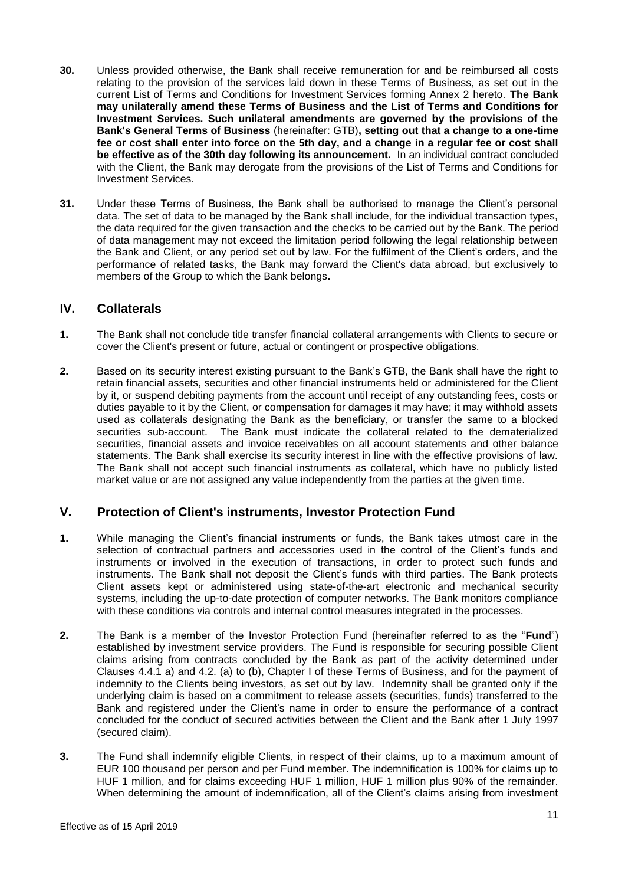**30.** Unless provided otherwise, the Bank shall receive remuneration for and be reimbursed all costs relating to the provision of the services laid down in these Terms of Business, as set out in the current List of Terms and Conditions for Investment Services forming Annex 2 hereto. **The Bank may unilaterally amend these Terms of Business and the List of Terms and Conditions for Investment Services. Such unilateral amendments are governed by the provisions of the Bank's General Terms of Business** (hereinafter: GTB)**, setting out that a change to a one-time fee or cost shall enter into force on the 5th day, and a change in a regular fee or cost shall be effective as of the 30th day following its announcement.** In an individual contract concluded with the Client, the Bank may derogate from the provisions of the List of Terms and Conditions for Investment Services.

**31.** Under these Terms of Business, the Bank shall be authorised to manage the Client's personal data. The set of data to be managed by the Bank shall include, for the individual transaction types, the data required for the given transaction and the checks to be carried out by the Bank. The period of data management may not exceed the limitation period following the legal relationship between the Bank and Client, or any period set out by law. For the fulfilment of the Client's orders, and the performance of related tasks, the Bank may forward the Client's data abroad, but exclusively to members of the Group to which the Bank belongs**.**

## IV. Collaterals

**1.** The Bank shall not conclude title transfer financial collateral arrangements with Clients to secure or cover the Client's present or future, actual or contingent or prospective obligations.

**2.** Based on its security interest existing pursuant to the Bank's GTB, the Bank shall have the right to retain financial assets, securities and other financial instruments held or administered for the Client by it, or suspend debiting payments from the account until receipt of any outstanding fees, costs or duties payable to it by the Client, or compensation for damages it may have; it may withhold assets used as collaterals designating the Bank as the beneficiary, or transfer the same to a blocked securities sub-account. The Bank must indicate the collateral related to the dematerialized securities, financial assets and invoice receivables on all account statements and other balance statements. The Bank shall exercise its security interest in line with the effective provisions of law. The Bank shall not accept such financial instruments as collateral, which have no publicly listed market value or are not assigned any value independently from the parties at the given time.

## V. Protection of Client's instruments, Investor Protection Fund

**1.** While managing the Client's financial instruments or funds, the Bank takes utmost care in the selection of contractual partners and accessories used in the control of the Client's funds and instruments or involved in the execution of transactions, in order to protect such funds and instruments. The Bank shall not deposit the Client's funds with third parties. The Bank protects Client assets kept or administered using state-of-the-art electronic and mechanical security systems, including the up-to-date protection of computer networks. The Bank monitors compliance with these conditions via controls and internal control measures integrated in the processes.

**2.** The Bank is a member of the Investor Protection Fund (hereinafter referred to as the "**Fund**") established by investment service providers. The Fund is responsible for securing possible Client claims arising from contracts concluded by the Bank as part of the activity determined under Clauses 4.4.1 a) and 4.2. (a) to (b), Chapter I of these Terms of Business, and for the payment of indemnity to the Clients being investors, as set out by law. Indemnity shall be granted only if the underlying claim is based on a commitment to release assets (securities, funds) transferred to the Bank and registered under the Client's name in order to ensure the performance of a contract concluded for the conduct of secured activities between the Client and the Bank after 1 July 1997 (secured claim).

**3.** The Fund shall indemnify eligible Clients, in respect of their claims, up to a maximum amount of EUR 100 thousand per person and per Fund member. The indemnification is 100% for claims up to HUF 1 million, and for claims exceeding HUF 1 million, HUF 1 million plus 90% of the remainder. When determining the amount of indemnification, all of the Client's claims arising from investment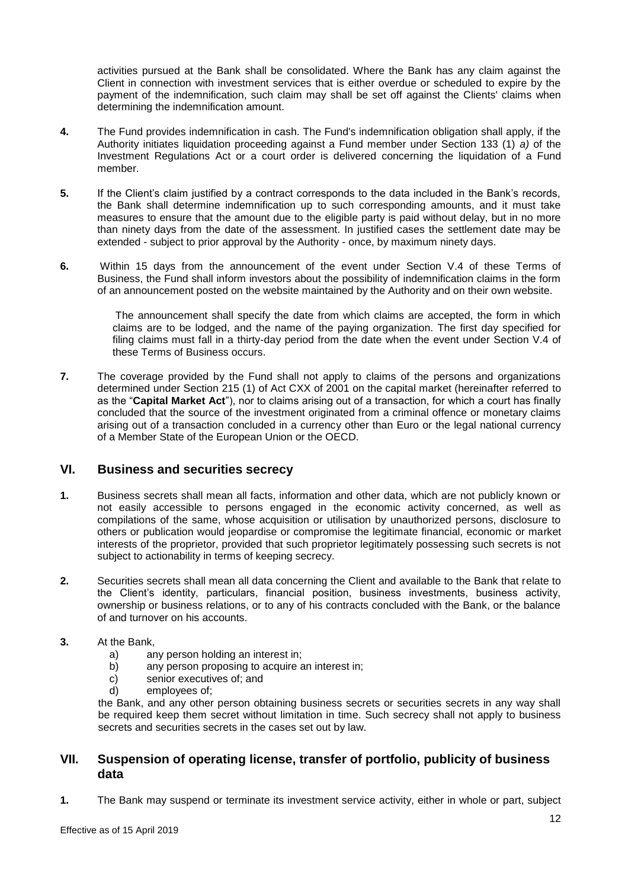activities pursued at the Bank shall be consolidated. Where the Bank has any claim against the Client in connection with investment services that is either overdue or scheduled to expire by the payment of the indemnification, such claim may shall be set off against the Clients' claims when determining the indemnification amount.

**4.** The Fund provides indemnification in cash. The Fund's indemnification obligation shall apply, if the Authority initiates liquidation proceeding against a Fund member under Section 133 (1) *a)* of the Investment Regulations Act or a court order is delivered concerning the liquidation of a Fund member.

**5.** If the Client's claim justified by a contract corresponds to the data included in the Bank's records, the Bank shall determine indemnification up to such corresponding amounts, and it must take measures to ensure that the amount due to the eligible party is paid without delay, but in no more than ninety days from the date of the assessment. In justified cases the settlement date may be extended - subject to prior approval by the Authority - once, by maximum ninety days.

**6.** Within 15 days from the announcement of the event under Section V.4 of these Terms of Business, the Fund shall inform investors about the possibility of indemnification claims in the form of an announcement posted on the website maintained by the Authority and on their own website.

The announcement shall specify the date from which claims are accepted, the form in which claims are to be lodged, and the name of the paying organization. The first day specified for filing claims must fall in a thirty-day period from the date when the event under Section V.4 of these Terms of Business occurs.

**7.** The coverage provided by the Fund shall not apply to claims of the persons and organizations determined under Section 215 (1) of Act CXX of 2001 on the capital market (hereinafter referred to as the "**Capital Market Act**"), nor to claims arising out of a transaction, for which a court has finally concluded that the source of the investment originated from a criminal offence or monetary claims arising out of a transaction concluded in a currency other than Euro or the legal national currency of a Member State of the European Union or the OECD.

## VI. Business and securities secrecy

**1.** Business secrets shall mean all facts, information and other data, which are not publicly known or not easily accessible to persons engaged in the economic activity concerned, as well as compilations of the same, whose acquisition or utilisation by unauthorized persons, disclosure to others or publication would jeopardise or compromise the legitimate financial, economic or market interests of the proprietor, provided that such proprietor legitimately possessing such secrets is not subject to actionability in terms of keeping secrecy.

**2.** Securities secrets shall mean all data concerning the Client and available to the Bank that relate to the Client's identity, particulars, financial position, business investments, business activity, ownership or business relations, or to any of his contracts concluded with the Bank, or the balance of and turnover on his accounts.

**3.** At the Bank,

a) any person holding an interest in;
b) any person proposing to acquire an interest in;
c) senior executives of; and
d) employees of;

the Bank, and any other person obtaining business secrets or securities secrets in any way shall be required keep them secret without limitation in time. Such secrecy shall not apply to business secrets and securities secrets in the cases set out by law.

## VII. Suspension of operating license, transfer of portfolio, publicity of business data

**1.** The Bank may suspend or terminate its investment service activity, either in whole or part, subject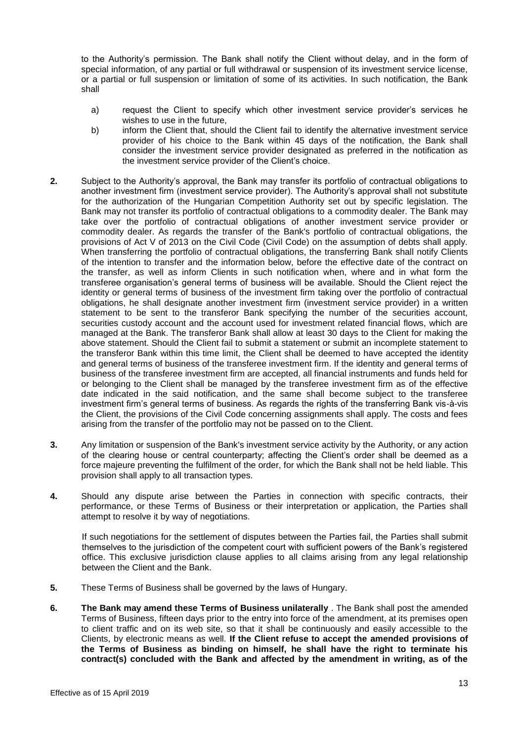to the Authority's permission. The Bank shall notify the Client without delay, and in the form of special information, of any partial or full withdrawal or suspension of its investment service license, or a partial or full suspension or limitation of some of its activities. In such notification, the Bank shall

a) request the Client to specify which other investment service provider's services he wishes to use in the future,

b) inform the Client that, should the Client fail to identify the alternative investment service provider of his choice to the Bank within 45 days of the notification, the Bank shall consider the investment service provider designated as preferred in the notification as the investment service provider of the Client's choice.

**2.** Subject to the Authority's approval, the Bank may transfer its portfolio of contractual obligations to another investment firm (investment service provider). The Authority's approval shall not substitute for the authorization of the Hungarian Competition Authority set out by specific legislation. The Bank may not transfer its portfolio of contractual obligations to a commodity dealer. The Bank may take over the portfolio of contractual obligations of another investment service provider or commodity dealer. As regards the transfer of the Bank's portfolio of contractual obligations, the provisions of Act V of 2013 on the Civil Code (Civil Code) on the assumption of debts shall apply. When transferring the portfolio of contractual obligations, the transferring Bank shall notify Clients of the intention to transfer and the information below, before the effective date of the contract on the transfer, as well as inform Clients in such notification when, where and in what form the transferee organisation's general terms of business will be available. Should the Client reject the identity or general terms of business of the investment firm taking over the portfolio of contractual obligations, he shall designate another investment firm (investment service provider) in a written statement to be sent to the transferor Bank specifying the number of the securities account, securities custody account and the account used for investment related financial flows, which are managed at the Bank. The transferor Bank shall allow at least 30 days to the Client for making the above statement. Should the Client fail to submit a statement or submit an incomplete statement to the transferor Bank within this time limit, the Client shall be deemed to have accepted the identity and general terms of business of the transferee investment firm. If the identity and general terms of business of the transferee investment firm are accepted, all financial instruments and funds held for or belonging to the Client shall be managed by the transferee investment firm as of the effective date indicated in the said notification, and the same shall become subject to the transferee investment firm's general terms of business. As regards the rights of the transferring Bank vis-à-vis the Client, the provisions of the Civil Code concerning assignments shall apply. The costs and fees arising from the transfer of the portfolio may not be passed on to the Client.

**3.** Any limitation or suspension of the Bank's investment service activity by the Authority, or any action of the clearing house or central counterparty; affecting the Client's order shall be deemed as a force majeure preventing the fulfilment of the order, for which the Bank shall not be held liable. This provision shall apply to all transaction types.

**4.** Should any dispute arise between the Parties in connection with specific contracts, their performance, or these Terms of Business or their interpretation or application, the Parties shall attempt to resolve it by way of negotiations.

If such negotiations for the settlement of disputes between the Parties fail, the Parties shall submit themselves to the jurisdiction of the competent court with sufficient powers of the Bank's registered office. This exclusive jurisdiction clause applies to all claims arising from any legal relationship between the Client and the Bank.

**5.** These Terms of Business shall be governed by the laws of Hungary.

**6.** **The Bank may amend these Terms of Business unilaterally** . The Bank shall post the amended Terms of Business, fifteen days prior to the entry into force of the amendment, at its premises open to client traffic and on its web site, so that it shall be continuously and easily accessible to the Clients, by electronic means as well. **If the Client refuse to accept the amended provisions of the Terms of Business as binding on himself, he shall have the right to terminate his contract(s) concluded with the Bank and affected by the amendment in writing, as of the**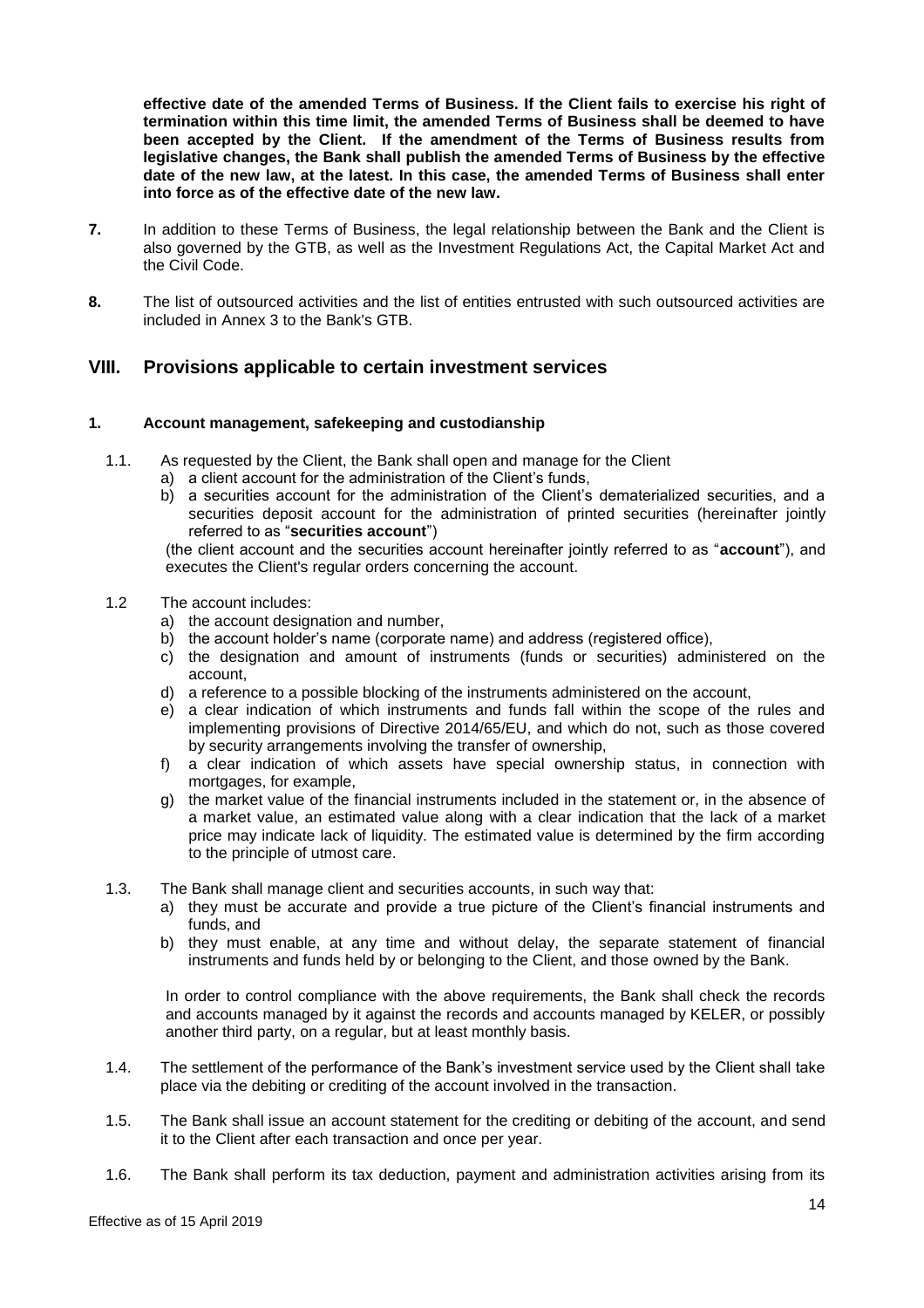**effective date of the amended Terms of Business. If the Client fails to exercise his right of termination within this time limit, the amended Terms of Business shall be deemed to have been accepted by the Client. If the amendment of the Terms of Business results from legislative changes, the Bank shall publish the amended Terms of Business by the effective date of the new law, at the latest. In this case, the amended Terms of Business shall enter into force as of the effective date of the new law.**

**7.** In addition to these Terms of Business, the legal relationship between the Bank and the Client is also governed by the GTB, as well as the Investment Regulations Act, the Capital Market Act and the Civil Code.

**8.** The list of outsourced activities and the list of entities entrusted with such outsourced activities are included in Annex 3 to the Bank's GTB.

## VIII. Provisions applicable to certain investment services

### 1. Account management, safekeeping and custodianship

1.1. As requested by the Client, the Bank shall open and manage for the Client

a) a client account for the administration of the Client's funds,

b) a securities account for the administration of the Client's dematerialized securities, and a securities deposit account for the administration of printed securities (hereinafter jointly referred to as "**securities account**")

(the client account and the securities account hereinafter jointly referred to as "**account**"), and executes the Client's regular orders concerning the account.

1.2 The account includes:

a) the account designation and number,

b) the account holder's name (corporate name) and address (registered office),

c) the designation and amount of instruments (funds or securities) administered on the account,

d) a reference to a possible blocking of the instruments administered on the account,

e) a clear indication of which instruments and funds fall within the scope of the rules and implementing provisions of Directive 2014/65/EU, and which do not, such as those covered by security arrangements involving the transfer of ownership,

f) a clear indication of which assets have special ownership status, in connection with mortgages, for example,

g) the market value of the financial instruments included in the statement or, in the absence of a market value, an estimated value along with a clear indication that the lack of a market price may indicate lack of liquidity. The estimated value is determined by the firm according to the principle of utmost care.

1.3. The Bank shall manage client and securities accounts, in such way that:

a) they must be accurate and provide a true picture of the Client's financial instruments and funds, and

b) they must enable, at any time and without delay, the separate statement of financial instruments and funds held by or belonging to the Client, and those owned by the Bank.

In order to control compliance with the above requirements, the Bank shall check the records and accounts managed by it against the records and accounts managed by KELER, or possibly another third party, on a regular, but at least monthly basis.

1.4. The settlement of the performance of the Bank's investment service used by the Client shall take place via the debiting or crediting of the account involved in the transaction.

1.5. The Bank shall issue an account statement for the crediting or debiting of the account, and send it to the Client after each transaction and once per year.

1.6. The Bank shall perform its tax deduction, payment and administration activities arising from its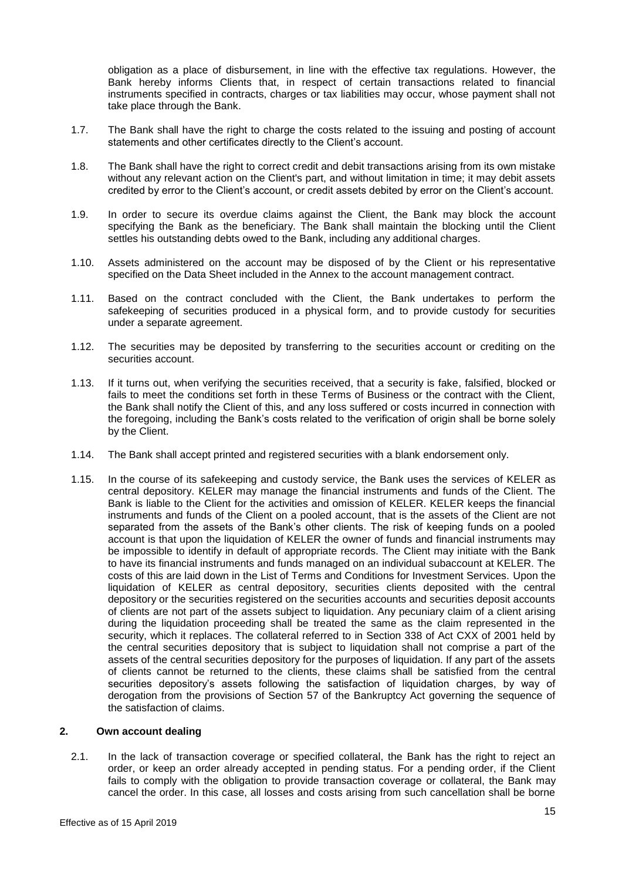obligation as a place of disbursement, in line with the effective tax regulations. However, the Bank hereby informs Clients that, in respect of certain transactions related to financial instruments specified in contracts, charges or tax liabilities may occur, whose payment shall not take place through the Bank.

1.7. The Bank shall have the right to charge the costs related to the issuing and posting of account statements and other certificates directly to the Client's account.

1.8. The Bank shall have the right to correct credit and debit transactions arising from its own mistake without any relevant action on the Client's part, and without limitation in time; it may debit assets credited by error to the Client's account, or credit assets debited by error on the Client's account.

1.9. In order to secure its overdue claims against the Client, the Bank may block the account specifying the Bank as the beneficiary. The Bank shall maintain the blocking until the Client settles his outstanding debts owed to the Bank, including any additional charges.

1.10. Assets administered on the account may be disposed of by the Client or his representative specified on the Data Sheet included in the Annex to the account management contract.

1.11. Based on the contract concluded with the Client, the Bank undertakes to perform the safekeeping of securities produced in a physical form, and to provide custody for securities under a separate agreement.

1.12. The securities may be deposited by transferring to the securities account or crediting on the securities account.

1.13. If it turns out, when verifying the securities received, that a security is fake, falsified, blocked or fails to meet the conditions set forth in these Terms of Business or the contract with the Client, the Bank shall notify the Client of this, and any loss suffered or costs incurred in connection with the foregoing, including the Bank's costs related to the verification of origin shall be borne solely by the Client.

1.14. The Bank shall accept printed and registered securities with a blank endorsement only.

1.15. In the course of its safekeeping and custody service, the Bank uses the services of KELER as central depository. KELER may manage the financial instruments and funds of the Client. The Bank is liable to the Client for the activities and omission of KELER. KELER keeps the financial instruments and funds of the Client on a pooled account, that is the assets of the Client are not separated from the assets of the Bank's other clients. The risk of keeping funds on a pooled account is that upon the liquidation of KELER the owner of funds and financial instruments may be impossible to identify in default of appropriate records. The Client may initiate with the Bank to have its financial instruments and funds managed on an individual subaccount at KELER. The costs of this are laid down in the List of Terms and Conditions for Investment Services. Upon the liquidation of KELER as central depository, securities clients deposited with the central depository or the securities registered on the securities accounts and securities deposit accounts of clients are not part of the assets subject to liquidation. Any pecuniary claim of a client arising during the liquidation proceeding shall be treated the same as the claim represented in the security, which it replaces. The collateral referred to in Section 338 of Act CXX of 2001 held by the central securities depository that is subject to liquidation shall not comprise a part of the assets of the central securities depository for the purposes of liquidation. If any part of the assets of clients cannot be returned to the clients, these claims shall be satisfied from the central securities depository's assets following the satisfaction of liquidation charges, by way of derogation from the provisions of Section 57 of the Bankruptcy Act governing the sequence of the satisfaction of claims.

## 2. Own account dealing

2.1. In the lack of transaction coverage or specified collateral, the Bank has the right to reject an order, or keep an order already accepted in pending status. For a pending order, if the Client fails to comply with the obligation to provide transaction coverage or collateral, the Bank may cancel the order. In this case, all losses and costs arising from such cancellation shall be borne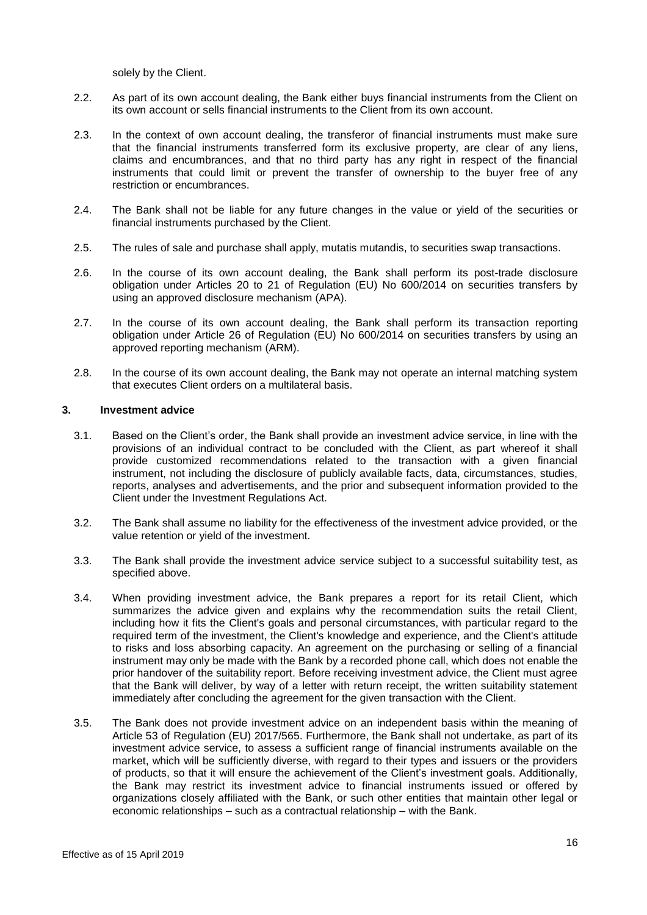solely by the Client.

2.2. As part of its own account dealing, the Bank either buys financial instruments from the Client on its own account or sells financial instruments to the Client from its own account.

2.3. In the context of own account dealing, the transferor of financial instruments must make sure that the financial instruments transferred form its exclusive property, are clear of any liens, claims and encumbrances, and that no third party has any right in respect of the financial instruments that could limit or prevent the transfer of ownership to the buyer free of any restriction or encumbrances.

2.4. The Bank shall not be liable for any future changes in the value or yield of the securities or financial instruments purchased by the Client.

2.5. The rules of sale and purchase shall apply, mutatis mutandis, to securities swap transactions.

2.6. In the course of its own account dealing, the Bank shall perform its post-trade disclosure obligation under Articles 20 to 21 of Regulation (EU) No 600/2014 on securities transfers by using an approved disclosure mechanism (APA).

2.7. In the course of its own account dealing, the Bank shall perform its transaction reporting obligation under Article 26 of Regulation (EU) No 600/2014 on securities transfers by using an approved reporting mechanism (ARM).

2.8. In the course of its own account dealing, the Bank may not operate an internal matching system that executes Client orders on a multilateral basis.

### 3. Investment advice

3.1. Based on the Client's order, the Bank shall provide an investment advice service, in line with the provisions of an individual contract to be concluded with the Client, as part whereof it shall provide customized recommendations related to the transaction with a given financial instrument, not including the disclosure of publicly available facts, data, circumstances, studies, reports, analyses and advertisements, and the prior and subsequent information provided to the Client under the Investment Regulations Act.

3.2. The Bank shall assume no liability for the effectiveness of the investment advice provided, or the value retention or yield of the investment.

3.3. The Bank shall provide the investment advice service subject to a successful suitability test, as specified above.

3.4. When providing investment advice, the Bank prepares a report for its retail Client, which summarizes the advice given and explains why the recommendation suits the retail Client, including how it fits the Client's goals and personal circumstances, with particular regard to the required term of the investment, the Client's knowledge and experience, and the Client's attitude to risks and loss absorbing capacity. An agreement on the purchasing or selling of a financial instrument may only be made with the Bank by a recorded phone call, which does not enable the prior handover of the suitability report. Before receiving investment advice, the Client must agree that the Bank will deliver, by way of a letter with return receipt, the written suitability statement immediately after concluding the agreement for the given transaction with the Client.

3.5. The Bank does not provide investment advice on an independent basis within the meaning of Article 53 of Regulation (EU) 2017/565. Furthermore, the Bank shall not undertake, as part of its investment advice service, to assess a sufficient range of financial instruments available on the market, which will be sufficiently diverse, with regard to their types and issuers or the providers of products, so that it will ensure the achievement of the Client's investment goals. Additionally, the Bank may restrict its investment advice to financial instruments issued or offered by organizations closely affiliated with the Bank, or such other entities that maintain other legal or economic relationships – such as a contractual relationship – with the Bank.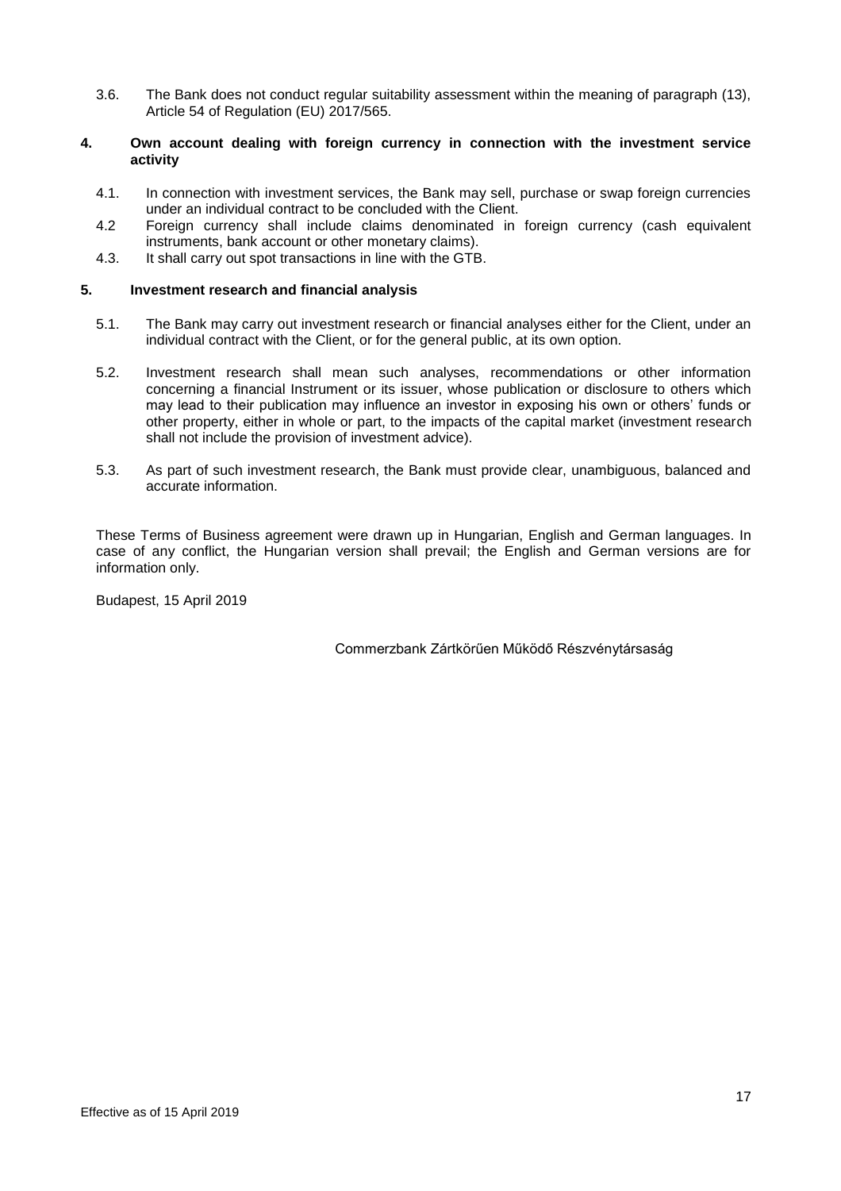3.6. The Bank does not conduct regular suitability assessment within the meaning of paragraph (13), Article 54 of Regulation (EU) 2017/565.

## 4. Own account dealing with foreign currency in connection with the investment service activity

4.1. In connection with investment services, the Bank may sell, purchase or swap foreign currencies under an individual contract to be concluded with the Client.

4.2 Foreign currency shall include claims denominated in foreign currency (cash equivalent instruments, bank account or other monetary claims).

4.3. It shall carry out spot transactions in line with the GTB.

## 5. Investment research and financial analysis

5.1. The Bank may carry out investment research or financial analyses either for the Client, under an individual contract with the Client, or for the general public, at its own option.

5.2. Investment research shall mean such analyses, recommendations or other information concerning a financial Instrument or its issuer, whose publication or disclosure to others which may lead to their publication may influence an investor in exposing his own or others' funds or other property, either in whole or part, to the impacts of the capital market (investment research shall not include the provision of investment advice).

5.3. As part of such investment research, the Bank must provide clear, unambiguous, balanced and accurate information.

These Terms of Business agreement were drawn up in Hungarian, English and German languages. In case of any conflict, the Hungarian version shall prevail; the English and German versions are for information only.

Budapest, 15 April 2019

Commerzbank Zártkörűen Működő Részvénytársaság

Effective as of 15 April 2019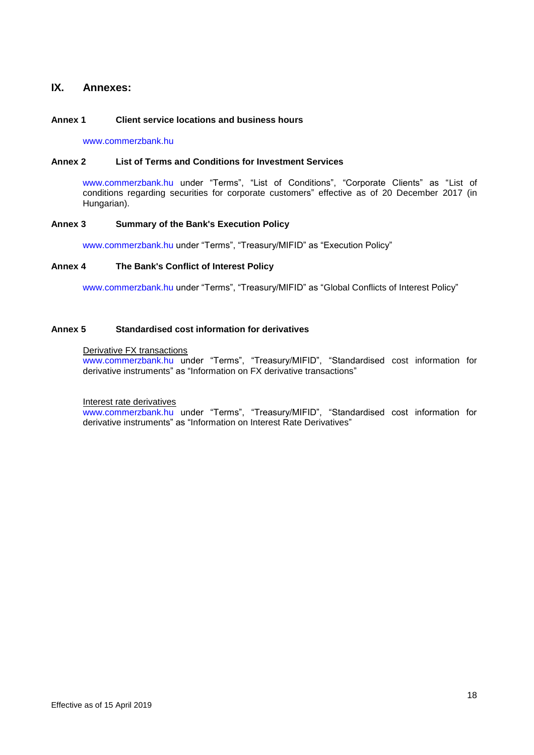## IX. Annexes:

### Annex 1 Client service locations and business hours

www.commerzbank.hu

### Annex 2 List of Terms and Conditions for Investment Services

www.commerzbank.hu under “Terms”, “List of Conditions”, “Corporate Clients” as “List of conditions regarding securities for corporate customers” effective as of 20 December 2017 (in Hungarian).

### Annex 3 Summary of the Bank's Execution Policy

www.commerzbank.hu under “Terms”, “Treasury/MIFID” as “Execution Policy”

### Annex 4 The Bank's Conflict of Interest Policy

www.commerzbank.hu under “Terms”, “Treasury/MIFID” as “Global Conflicts of Interest Policy”

### Annex 5 Standardised cost information for derivatives

Derivative FX transactions
www.commerzbank.hu under “Terms”, “Treasury/MIFID”, “Standardised cost information for derivative instruments” as “Information on FX derivative transactions”

Interest rate derivatives
www.commerzbank.hu under “Terms”, “Treasury/MIFID”, “Standardised cost information for derivative instruments” as “Information on Interest Rate Derivatives”

Effective as of 15 April 2019